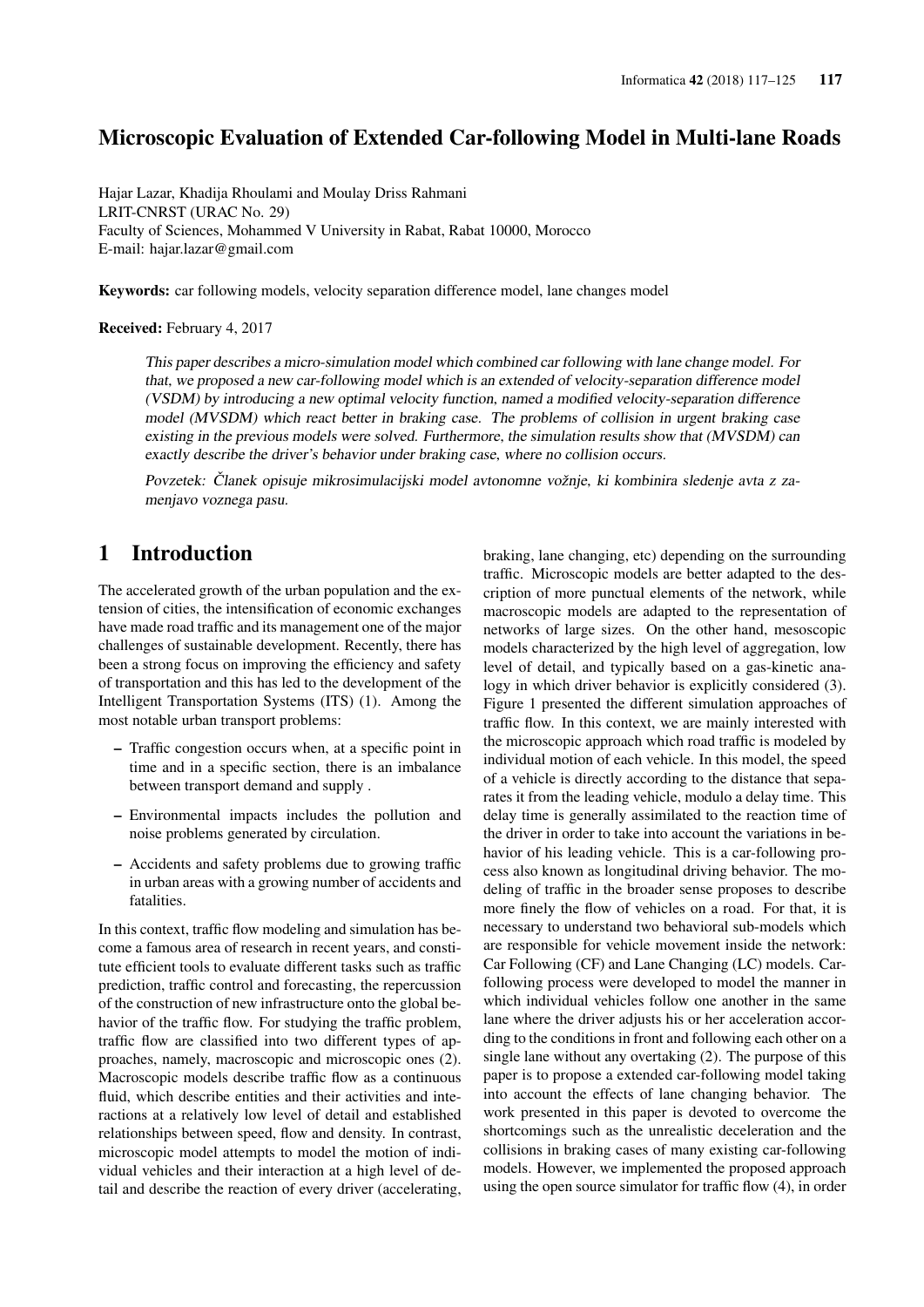# Microscopic Evaluation of Extended Car-following Model in Multi-lane Roads

Hajar Lazar, Khadija Rhoulami and Moulay Driss Rahmani
LRIT-CNRST (URAC No. 29)
Faculty of Sciences, Mohammed V University in Rabat, Rabat 10000, Morocco
E-mail: hajar.lazar@gmail.com

**Keywords:** car following models, velocity separation difference model, lane changes model

**Received:** February 4, 2017

*This paper describes a micro-simulation model which combined car following with lane change model. For that, we proposed a new car-following model which is an extended of velocity-separation difference model (VSDM) by introducing a new optimal velocity function, named a modified velocity-separation difference model (MVSDM) which react better in braking case. The problems of collision in urgent braking case existing in the previous models were solved. Furthermore, the simulation results show that (MVSDM) can exactly describe the driver's behavior under braking case, where no collision occurs.*

*Povzetek: Članek opisuje mikrosimulacijski model avtonomne vožnje, ki kombinira sledenje avta z zamenjavo voznega pasu.*

## 1 Introduction

The accelerated growth of the urban population and the extension of cities, the intensification of economic exchanges have made road traffic and its management one of the major challenges of sustainable development. Recently, there has been a strong focus on improving the efficiency and safety of transportation and this has led to the development of the Intelligent Transportation Systems (ITS) (1). Among the most notable urban transport problems:

- Traffic congestion occurs when, at a specific point in time and in a specific section, there is an imbalance between transport demand and supply .
- Environmental impacts includes the pollution and noise problems generated by circulation.
- Accidents and safety problems due to growing traffic in urban areas with a growing number of accidents and fatalities.

In this context, traffic flow modeling and simulation has become a famous area of research in recent years, and constitute efficient tools to evaluate different tasks such as traffic prediction, traffic control and forecasting, the repercussion of the construction of new infrastructure onto the global behavior of the traffic flow. For studying the traffic problem, traffic flow are classified into two different types of approaches, namely, macroscopic and microscopic ones (2). Macroscopic models describe traffic flow as a continuous fluid, which describe entities and their activities and interactions at a relatively low level of detail and established relationships between speed, flow and density. In contrast, microscopic model attempts to model the motion of individual vehicles and their interaction at a high level of detail and describe the reaction of every driver (accelerating, braking, lane changing, etc) depending on the surrounding traffic. Microscopic models are better adapted to the description of more punctual elements of the network, while macroscopic models are adapted to the representation of networks of large sizes. On the other hand, mesoscopic models characterized by the high level of aggregation, low level of detail, and typically based on a gas-kinetic analogy in which driver behavior is explicitly considered (3). Figure 1 presented the different simulation approaches of traffic flow. In this context, we are mainly interested with the microscopic approach which road traffic is modeled by individual motion of each vehicle. In this model, the speed of a vehicle is directly according to the distance that separates it from the leading vehicle, modulo a delay time. This delay time is generally assimilated to the reaction time of the driver in order to take into account the variations in behavior of his leading vehicle. This is a car-following process also known as longitudinal driving behavior. The modeling of traffic in the broader sense proposes to describe more finely the flow of vehicles on a road. For that, it is necessary to understand two behavioral sub-models which are responsible for vehicle movement inside the network: Car Following (CF) and Lane Changing (LC) models. Car-following process were developed to model the manner in which individual vehicles follow one another in the same lane where the driver adjusts his or her acceleration according to the conditions in front and following each other on a single lane without any overtaking (2). The purpose of this paper is to propose a extended car-following model taking into account the effects of lane changing behavior. The work presented in this paper is devoted to overcome the shortcomings such as the unrealistic deceleration and the collisions in braking cases of many existing car-following models. However, we implemented the proposed approach using the open source simulator for traffic flow (4), in order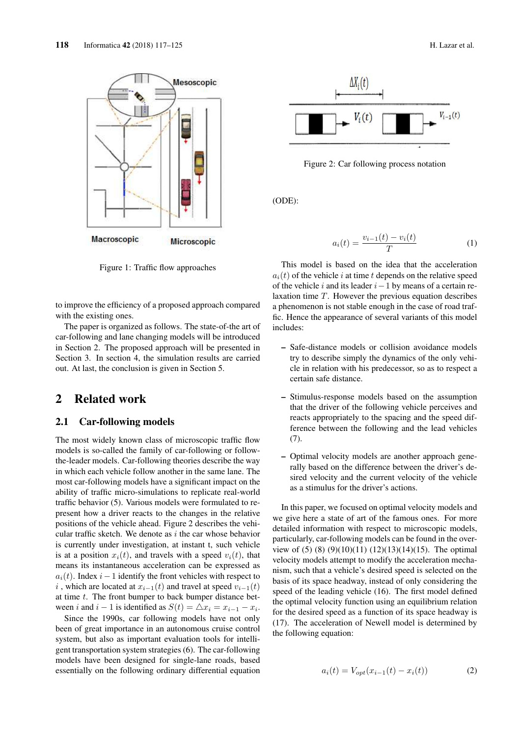Figure 1: Traffic flow approaches

to improve the efficiency of a proposed approach compared with the existing ones.

The paper is organized as follows. The state-of-the art of car-following and lane changing models will be introduced in Section 2. The proposed approach will be presented in Section 3. In section 4, the simulation results are carried out. At last, the conclusion is given in Section 5.

## 2 Related work

### 2.1 Car-following models

The most widely known class of microscopic traffic flow models is so-called the family of car-following or follow-the-leader models. Car-following theories describe the way in which each vehicle follow another in the same lane. The most car-following models have a significant impact on the ability of traffic micro-simulations to replicate real-world traffic behavior (5). Various models were formulated to represent how a driver reacts to the changes in the relative positions of the vehicle ahead. Figure 2 describes the vehicular traffic sketch. We denote as $i$ the car whose behavior is currently under investigation, at instant t, such vehicle is at a position $x_i(t)$, and travels with a speed $v_i(t)$, that means its instantaneous acceleration can be expressed as $a_i(t)$. Index $i-1$ identify the front vehicles with respect to $i$ , which are located at $x_{i-1}(t)$ and travel at speed $v_{i-1}(t)$ at time $t$. The front bumper to back bumper distance between $i$ and $i-1$ is identified as $S(t) = \triangle x_i = x_{i-1} - x_i$.

Since the 1990s, car following models have not only been of great importance in an autonomous cruise control system, but also as important evaluation tools for intelligent transportation system strategies (6). The car-following models have been designed for single-lane roads, based essentially on the following ordinary differential equation (ODE):

Figure 2: Car following process notation

$$a_i(t) = \frac{v_{i-1}(t) - v_i(t)}{T} \tag{1}$$

This model is based on the idea that the acceleration $a_i(t)$ of the vehicle $i$ at time $t$ depends on the relative speed of the vehicle $i$ and its leader $i-1$ by means of a certain relaxation time $T$. However the previous equation describes a phenomenon is not stable enough in the case of road traffic. Hence the appearance of several variants of this model includes:

- Safe-distance models or collision avoidance models try to describe simply the dynamics of the only vehicle in relation with his predecessor, so as to respect a certain safe distance.
- Stimulus-response models based on the assumption that the driver of the following vehicle perceives and reacts appropriately to the spacing and the speed difference between the following and the lead vehicles (7).
- Optimal velocity models are another approach generally based on the difference between the driver's desired velocity and the current velocity of the vehicle as a stimulus for the driver's actions.

In this paper, we focused on optimal velocity models and we give here a state of art of the famous ones. For more detailed information with respect to microscopic models, particularly, car-following models can be found in the overview of (5) (8) (9)(10)(11) (12)(13)(14)(15). The optimal velocity models attempt to modify the acceleration mechanism, such that a vehicle's desired speed is selected on the basis of its space headway, instead of only considering the speed of the leading vehicle (16). The first model defined the optimal velocity function using an equilibrium relation for the desired speed as a function of its space headway is (17). The acceleration of Newell model is determined by the following equation:

$$a_i(t) = V_{opt}(x_{i-1}(t) - x_i(t)) \tag{2}$$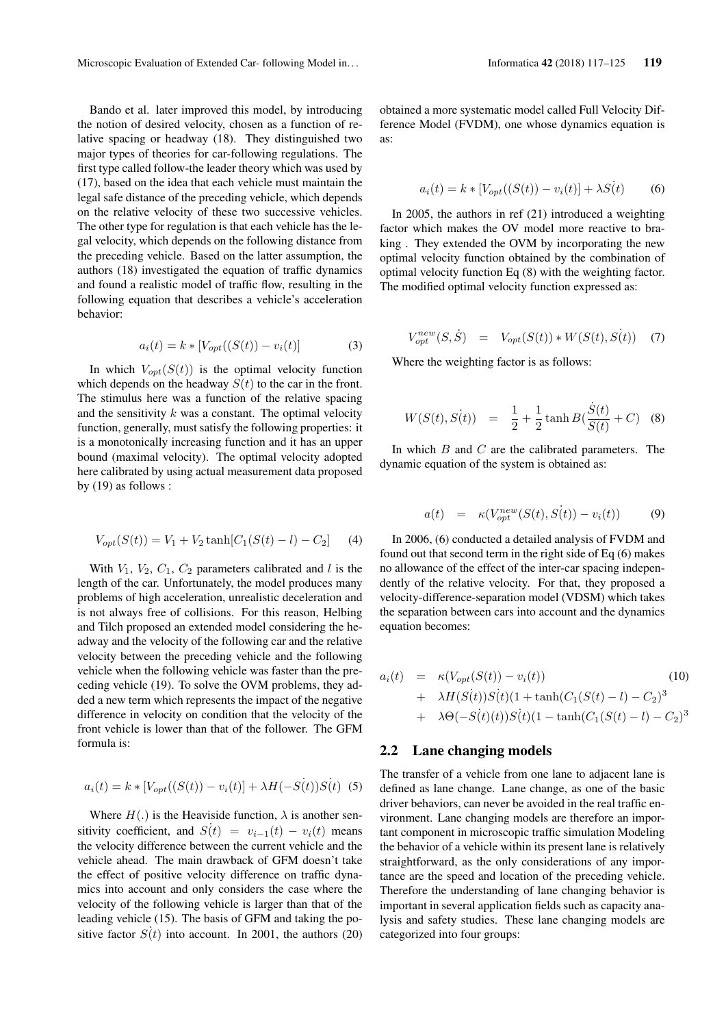Bando et al. later improved this model, by introducing the notion of desired velocity, chosen as a function of relative spacing or headway (18). They distinguished two major types of theories for car-following regulations. The first type called follow-the leader theory which was used by (17), based on the idea that each vehicle must maintain the legal safe distance of the preceding vehicle, which depends on the relative velocity of these two successive vehicles. The other type for regulation is that each vehicle has the legal velocity, which depends on the following distance from the preceding vehicle. Based on the latter assumption, the authors (18) investigated the equation of traffic dynamics and found a realistic model of traffic flow, resulting in the following equation that describes a vehicle's acceleration behavior:

$$a_i(t) = k * [V_{opt}((S(t)) - v_i(t)] \quad (3)$$

In which $V_{opt}(S(t))$ is the optimal velocity function which depends on the headway $S(t)$ to the car in the front. The stimulus here was a function of the relative spacing and the sensitivity $k$ was a constant. The optimal velocity function, generally, must satisfy the following properties: it is a monotonically increasing function and it has an upper bound (maximal velocity). The optimal velocity adopted here calibrated by using actual measurement data proposed by (19) as follows :

$$V_{opt}(S(t)) = V_1 + V_2 \tanh[C_1(S(t) - l) - C_2] \quad (4)$$

With $V_1$, $V_2$, $C_1$, $C_2$ parameters calibrated and $l$ is the length of the car. Unfortunately, the model produces many problems of high acceleration, unrealistic deceleration and is not always free of collisions. For this reason, Helbing and Tilch proposed an extended model considering the headway and the velocity of the following car and the relative velocity between the preceding vehicle and the following vehicle when the following vehicle was faster than the preceding vehicle (19). To solve the OVM problems, they added a new term which represents the impact of the negative difference in velocity on condition that the velocity of the front vehicle is lower than that of the follower. The GFM formula is:

$$a_i(t) = k * [V_{opt}((S(t)) - v_i(t)] + \lambda H(-\dot{S(t)})\dot{S(t)} \quad (5)$$

Where $H(.)$ is the Heaviside function, $\lambda$ is another sensitivity coefficient, and $\dot{S(t)} = v_{i-1}(t) - v_i(t)$ means the velocity difference between the current vehicle and the vehicle ahead. The main drawback of GFM doesn't take the effect of positive velocity difference on traffic dynamics into account and only considers the case where the velocity of the following vehicle is larger than that of the leading vehicle (15). The basis of GFM and taking the positive factor $\dot{S(t)}$ into account. In 2001, the authors (20) obtained a more systematic model called Full Velocity Difference Model (FVDM), one whose dynamics equation is as:

$$a_i(t) = k * [V_{opt}((S(t)) - v_i(t)] + \lambda \dot{S(t)} \quad (6)$$

In 2005, the authors in ref (21) introduced a weighting factor which makes the OV model more reactive to braking . They extended the OVM by incorporating the new optimal velocity function obtained by the combination of optimal velocity function Eq (8) with the weighting factor. The modified optimal velocity function expressed as:

$$V_{opt}^{new}(S, \dot{S}) = V_{opt}(S(t)) * W(S(t), \dot{S(t)}) \quad (7)$$

Where the weighting factor is as follows:

$$W(S(t), \dot{S(t)}) = \frac{1}{2} + \frac{1}{2} \tanh B(\frac{\dot{S}(t)}{S(t)} + C) \quad (8)$$

In which $B$ and $C$ are the calibrated parameters. The dynamic equation of the system is obtained as:

$$a(t) = \kappa(V_{opt}^{new}(S(t), \dot{S(t)}) - v_i(t)) \quad (9)$$

In 2006, (6) conducted a detailed analysis of FVDM and found out that second term in the right side of Eq (6) makes no allowance of the effect of the inter-car spacing independently of the relative velocity. For that, they proposed a velocity-difference-separation model (VDSM) which takes the separation between cars into account and the dynamics equation becomes:

$$\begin{aligned} a_i(t) &= \kappa(V_{opt}(S(t)) - v_i(t)) \quad (10) \\ &+ \lambda H(\dot{S(t)})\dot{S(t)}(1 + \tanh(C_1(S(t) - l) - C_2)^3 \\ &+ \lambda \Theta(-\dot{S(t)}(t))\dot{S(t)}(1 - \tanh(C_1(S(t) - l) - C_2)^3 \end{aligned}$$

## 2.2 Lane changing models

The transfer of a vehicle from one lane to adjacent lane is defined as lane change. Lane change, as one of the basic driver behaviors, can never be avoided in the real traffic environment. Lane changing models are therefore an important component in microscopic traffic simulation Modeling the behavior of a vehicle within its present lane is relatively straightforward, as the only considerations of any importance are the speed and location of the preceding vehicle. Therefore the understanding of lane changing behavior is important in several application fields such as capacity analysis and safety studies. These lane changing models are categorized into four groups: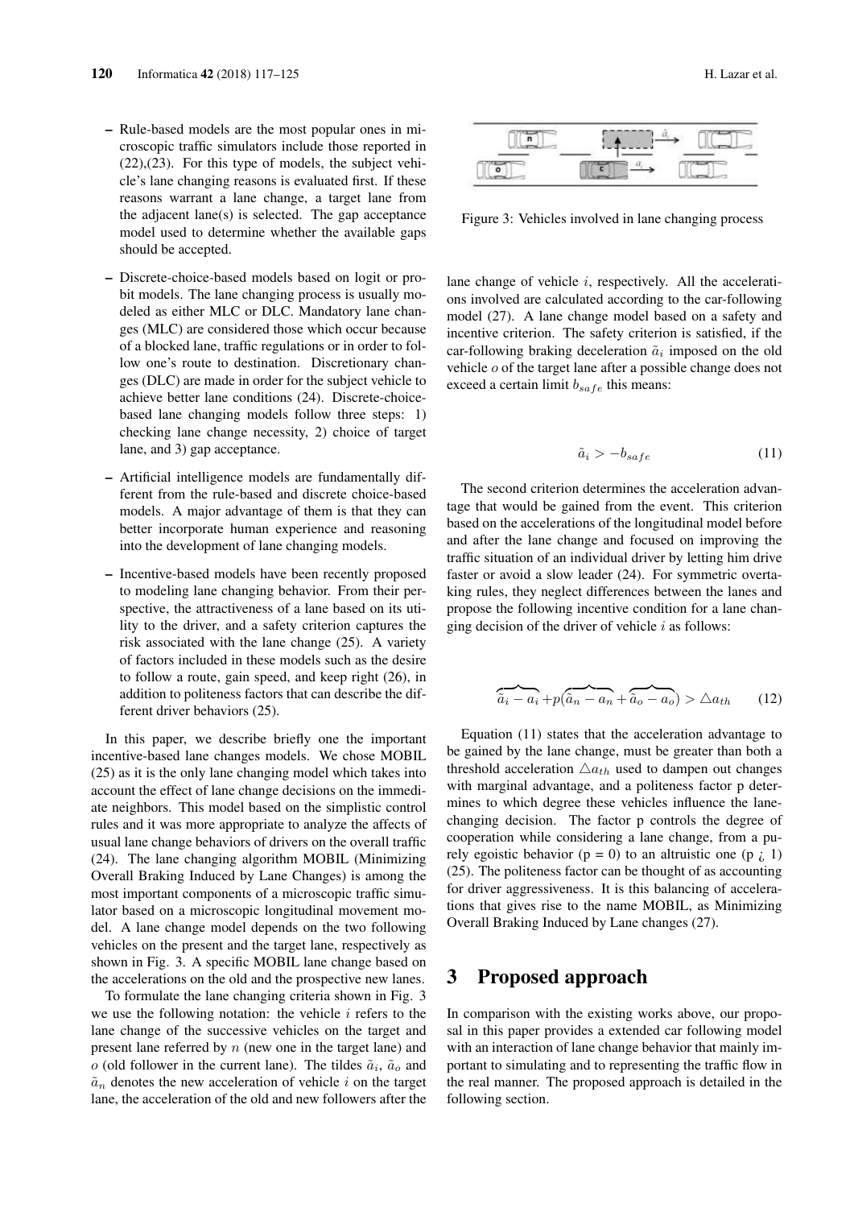- Rule-based models are the most popular ones in microscopic traffic simulators include those reported in (22),(23). For this type of models, the subject vehicle's lane changing reasons is evaluated first. If these reasons warrant a lane change, a target lane from the adjacent lane(s) is selected. The gap acceptance model used to determine whether the available gaps should be accepted.
- Discrete-choice-based models based on logit or probit models. The lane changing process is usually modeled as either MLC or DLC. Mandatory lane changes (MLC) are considered those which occur because of a blocked lane, traffic regulations or in order to follow one's route to destination. Discretionary changes (DLC) are made in order for the subject vehicle to achieve better lane conditions (24). Discrete-choice-based lane changing models follow three steps: 1) checking lane change necessity, 2) choice of target lane, and 3) gap acceptance.
- Artificial intelligence models are fundamentally different from the rule-based and discrete choice-based models. A major advantage of them is that they can better incorporate human experience and reasoning into the development of lane changing models.
- Incentive-based models have been recently proposed to modeling lane changing behavior. From their perspective, the attractiveness of a lane based on its utility to the driver, and a safety criterion captures the risk associated with the lane change (25). A variety of factors included in these models such as the desire to follow a route, gain speed, and keep right (26), in addition to politeness factors that can describe the different driver behaviors (25).

In this paper, we describe briefly one the important incentive-based lane changes models. We chose MOBIL (25) as it is the only lane changing model which takes into account the effect of lane change decisions on the immediate neighbors. This model based on the simplistic control rules and it was more appropriate to analyze the affects of usual lane change behaviors of drivers on the overall traffic (24). The lane changing algorithm MOBIL (Minimizing Overall Braking Induced by Lane Changes) is among the most important components of a microscopic traffic simulator based on a microscopic longitudinal movement model. A lane change model depends on the two following vehicles on the present and the target lane, respectively as shown in Fig. 3. A specific MOBIL lane change based on the accelerations on the old and the prospective new lanes.

To formulate the lane changing criteria shown in Fig. 3 we use the following notation: the vehicle $i$ refers to the lane change of the successive vehicles on the target and present lane referred by $n$ (new one in the target lane) and $o$ (old follower in the current lane). The tildes $\tilde{a}_i$, $\tilde{a}_o$ and $\tilde{a}_n$ denotes the new acceleration of vehicle $i$ on the target lane, the acceleration of the old and new followers after the

Figure 3: Vehicles involved in lane changing process

lane change of vehicle $i$, respectively. All the accelerations involved are calculated according to the car-following model (27). A lane change model based on a safety and incentive criterion. The safety criterion is satisfied, if the car-following braking deceleration $\tilde{a}_i$ imposed on the old vehicle $o$ of the target lane after a possible change does not exceed a certain limit $b_{safe}$ this means:

$$\tilde{a}_i > -b_{safe} \tag{11}$$

The second criterion determines the acceleration advantage that would be gained from the event. This criterion based on the accelerations of the longitudinal model before and after the lane change and focused on improving the traffic situation of an individual driver by letting him drive faster or avoid a slow leader (24). For symmetric overtaking rules, they neglect differences between the lanes and propose the following incentive condition for a lane changing decision of the driver of vehicle $i$ as follows:

$$\overbrace{\tilde{a}_i - a_i} + p(\overbrace{\tilde{a}_n - a_n} + \overbrace{\tilde{a}_o - a_o}) > \triangle a_{th} \tag{12}$$

Equation (11) states that the acceleration advantage to be gained by the lane change, must be greater than both a threshold acceleration $\triangle a_{th}$ used to dampen out changes with marginal advantage, and a politeness factor p determines to which degree these vehicles influence the lane-changing decision. The factor p controls the degree of cooperation while considering a lane change, from a purely egoistic behavior (p = 0) to an altruistic one (p ¿ 1) (25). The politeness factor can be thought of as accounting for driver aggressiveness. It is this balancing of accelerations that gives rise to the name MOBIL, as Minimizing Overall Braking Induced by Lane changes (27).

## 3 Proposed approach

In comparison with the existing works above, our proposal in this paper provides a extended car following model with an interaction of lane change behavior that mainly important to simulating and to representing the traffic flow in the real manner. The proposed approach is detailed in the following section.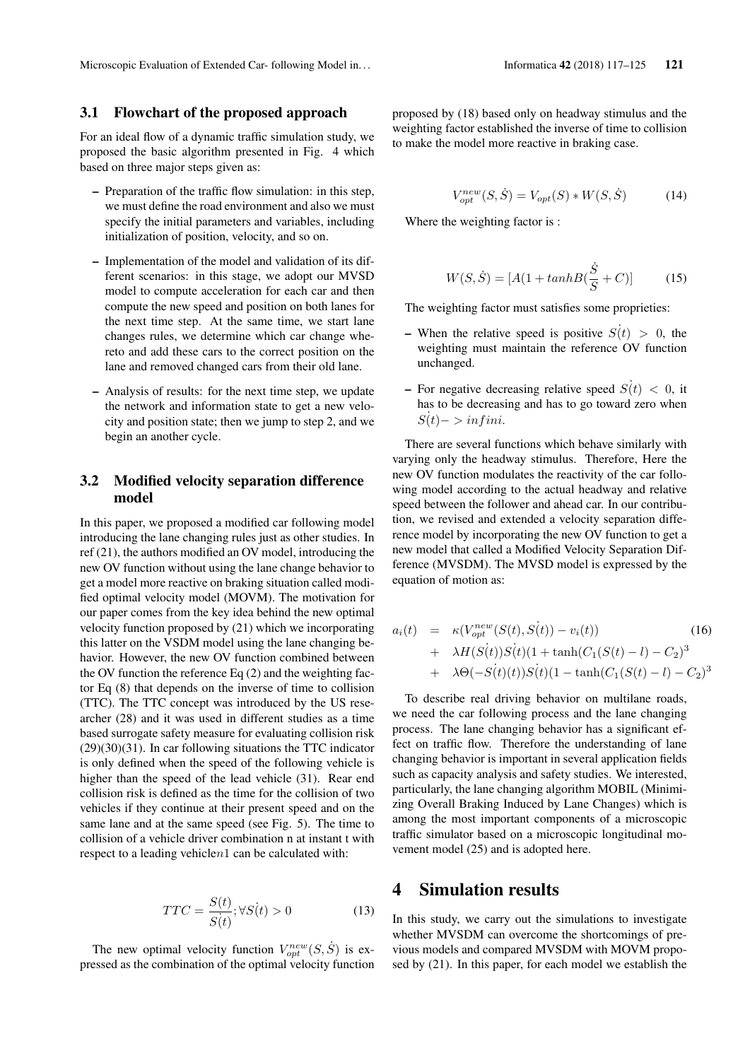### 3.1 Flowchart of the proposed approach

For an ideal flow of a dynamic traffic simulation study, we proposed the basic algorithm presented in Fig. 4 which based on three major steps given as:

- Preparation of the traffic flow simulation: in this step, we must define the road environment and also we must specify the initial parameters and variables, including initialization of position, velocity, and so on.
- Implementation of the model and validation of its different scenarios: in this stage, we adopt our MVSD model to compute acceleration for each car and then compute the new speed and position on both lanes for the next time step. At the same time, we start lane changes rules, we determine which car change whereto and add these cars to the correct position on the lane and removed changed cars from their old lane.
- Analysis of results: for the next time step, we update the network and information state to get a new velocity and position state; then we jump to step 2, and we begin an another cycle.

### 3.2 Modified velocity separation difference model

In this paper, we proposed a modified car following model introducing the lane changing rules just as other studies. In ref (21), the authors modified an OV model, introducing the new OV function without using the lane change behavior to get a model more reactive on braking situation called modified optimal velocity model (MOVM). The motivation for our paper comes from the key idea behind the new optimal velocity function proposed by (21) which we incorporating this latter on the VSDM model using the lane changing behavior. However, the new OV function combined between the OV function the reference Eq (2) and the weighting factor Eq (8) that depends on the inverse of time to collision (TTC). The TTC concept was introduced by the US researcher (28) and it was used in different studies as a time based surrogate safety measure for evaluating collision risk (29)(30)(31). In car following situations the TTC indicator is only defined when the speed of the following vehicle is higher than the speed of the lead vehicle (31). Rear end collision risk is defined as the time for the collision of two vehicles if they continue at their present speed and on the same lane and at the same speed (see Fig. 5). The time to collision of a vehicle driver combination n at instant t with respect to a leading vehicle$n1$ can be calculated with:

$$TTC = \frac{S(t)}{\dot{S(t)}}; \forall \dot{S(t)} > 0 \tag{13}$$

The new optimal velocity function $V_{opt}^{new}(S, \dot{S})$ is expressed as the combination of the optimal velocity function proposed by (18) based only on headway stimulus and the weighting factor established the inverse of time to collision to make the model more reactive in braking case.

$$V_{opt}^{new}(S, \dot{S}) = V_{opt}(S) * W(S, \dot{S}) \tag{14}$$

Where the weighting factor is :

$$W(S, \dot{S}) = [A(1 + tanh B(\frac{\dot{S}}{S} + C)] \tag{15}$$

The weighting factor must satisfies some proprieties:

- When the relative speed is positive $\dot{S(t)} > 0$, the weighting must maintain the reference OV function unchanged.
- For negative decreasing relative speed $\dot{S(t)} < 0$, it has to be decreasing and has to go toward zero when $\dot{S(t)} -> infini$.

There are several functions which behave similarly with varying only the headway stimulus. Therefore, Here the new OV function modulates the reactivity of the car following model according to the actual headway and relative speed between the follower and ahead car. In our contribution, we revised and extended a velocity separation difference model by incorporating the new OV function to get a new model that called a Modified Velocity Separation Difference (MVSDM). The MVSD model is expressed by the equation of motion as:

$$\begin{aligned} a_i(t) &= \kappa(V_{opt}^{new}(S(t), \dot{S(t)}) - v_i(t)) \\ &+ \lambda H(\dot{S(t)})\dot{S(t)}(1 + \tanh(C_1(S(t) - l) - C_2)^3 \\ &+ \lambda \Theta(-\dot{S(t)}(t))\dot{S(t)}(1 - \tanh(C_1(S(t) - l) - C_2)^3 \end{aligned} \tag{16}$$

To describe real driving behavior on multilane roads, we need the car following process and the lane changing process. The lane changing behavior has a significant effect on traffic flow. Therefore the understanding of lane changing behavior is important in several application fields such as capacity analysis and safety studies. We interested, particularly, the lane changing algorithm MOBIL (Minimizing Overall Braking Induced by Lane Changes) which is among the most important components of a microscopic traffic simulator based on a microscopic longitudinal movement model (25) and is adopted here.

# 4 Simulation results

In this study, we carry out the simulations to investigate whether MVSDM can overcome the shortcomings of previous models and compared MVSDM with MOVM proposed by (21). In this paper, for each model we establish the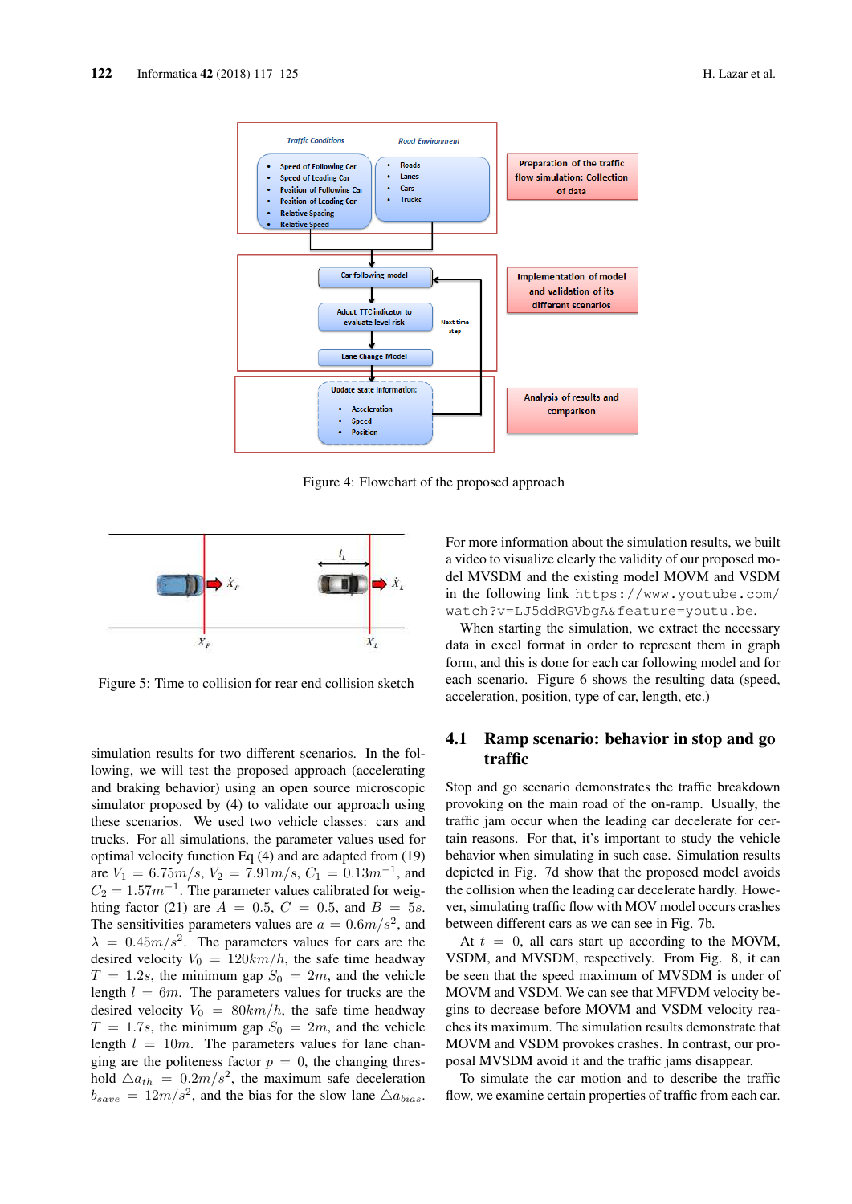Figure 4: Flowchart of the proposed approach

Figure 5: Time to collision for rear end collision sketch

simulation results for two different scenarios. In the following, we will test the proposed approach (accelerating and braking behavior) using an open source microscopic simulator proposed by (4) to validate our approach using these scenarios. We used two vehicle classes: cars and trucks. For all simulations, the parameter values used for optimal velocity function Eq (4) and are adapted from (19) are $V_1 = 6.75m/s$, $V_2 = 7.91m/s$, $C_1 = 0.13m^{-1}$, and $C_2 = 1.57m^{-1}$. The parameter values calibrated for weighting factor (21) are $A = 0.5$, $C = 0.5$, and $B = 5s$. The sensitivities parameters values are $a = 0.6m/s^2$, and $\lambda = 0.45m/s^2$. The parameters values for cars are the desired velocity $V_0 = 120km/h$, the safe time headway $T = 1.2s$, the minimum gap $S_0 = 2m$, and the vehicle length $l = 6m$. The parameters values for trucks are the desired velocity $V_0 = 80km/h$, the safe time headway $T = 1.7s$, the minimum gap $S_0 = 2m$, and the vehicle length $l = 10m$. The parameters values for lane changing are the politeness factor $p = 0$, the changing threshold $\triangle a_{th} = 0.2m/s^2$, the maximum safe deceleration $b_{save} = 12m/s^2$, and the bias for the slow lane $\triangle a_{bias}$.

For more information about the simulation results, we built a video to visualize clearly the validity of our proposed model MVSDM and the existing model MOVM and VSDM in the following link https://www.youtube.com/watch?v=LJ5ddRGVbgA&feature=youtu.be.

When starting the simulation, we extract the necessary data in excel format in order to represent them in graph form, and this is done for each car following model and for each scenario. Figure 6 shows the resulting data (speed, acceleration, position, type of car, length, etc.)

## 4.1 Ramp scenario: behavior in stop and go traffic

Stop and go scenario demonstrates the traffic breakdown provoking on the main road of the on-ramp. Usually, the traffic jam occur when the leading car decelerate for certain reasons. For that, it's important to study the vehicle behavior when simulating in such case. Simulation results depicted in Fig. 7d show that the proposed model avoids the collision when the leading car decelerate hardly. However, simulating traffic flow with MOV model occurs crashes between different cars as we can see in Fig. 7b.

At $t = 0$, all cars start up according to the MOVM, VSDM, and MVSDM, respectively. From Fig. 8, it can be seen that the speed maximum of MVSDM is under of MOVM and VSDM. We can see that MFVDM velocity begins to decrease before MOVM and VSDM velocity reaches its maximum. The simulation results demonstrate that MOVM and VSDM provokes crashes. In contrast, our proposal MVSDM avoid it and the traffic jams disappear.

To simulate the car motion and to describe the traffic flow, we examine certain properties of traffic from each car.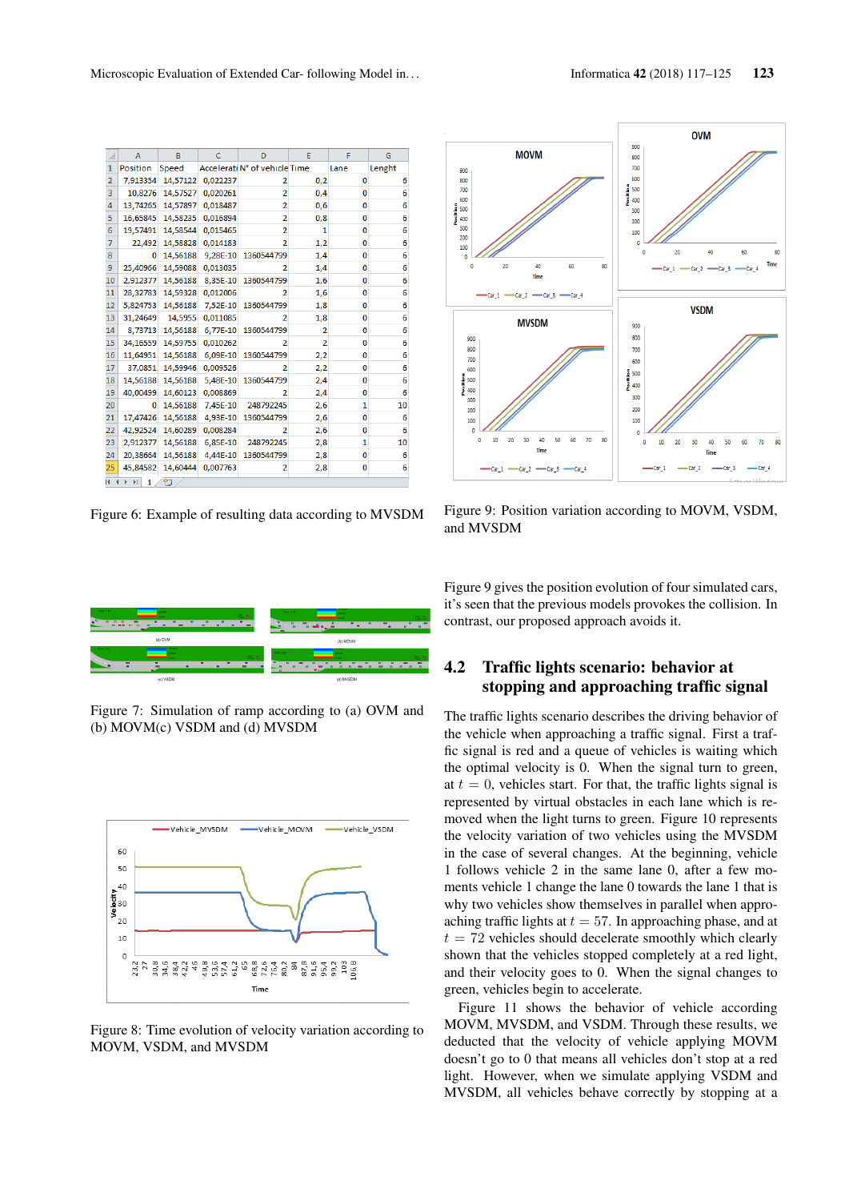| | A | B | C | D | E | F | G |
|---|---|---|---|---|---|---|---|
| 1 | Position | Speed | Accelerati | N° of vehicle | Time | Lane | Lenght |
| 2 | 7,913354 | 14,57122 | 0,022237 | 2 | 0,2 | 0 | 6 |
| 3 | 10,8276 | 14,57527 | 0,020261 | 2 | 0,4 | 0 | 6 |
| 4 | 13,74265 | 14,57897 | 0,018487 | 2 | 0,6 | 0 | 6 |
| 5 | 16,65845 | 14,58235 | 0,016894 | 2 | 0,8 | 0 | 6 |
| 6 | 19,57491 | 14,58544 | 0,015465 | 2 | 1 | 0 | 6 |
| 7 | 22,492 | 14,58828 | 0,014183 | 2 | 1,2 | 0 | 6 |
| 8 | 0 | 14,56188 | 9,28E-10 | 1360544799 | 1,4 | 0 | 6 |
| 9 | 25,40966 | 14,59088 | 0,013035 | 2 | 1,4 | 0 | 6 |
| 10 | 2,912377 | 14,56188 | 8,35E-10 | 1360544799 | 1,6 | 0 | 6 |
| 11 | 28,32783 | 14,59328 | 0,012006 | 2 | 1,6 | 0 | 6 |
| 12 | 5,824753 | 14,56188 | 7,52E-10 | 1360544799 | 1,8 | 0 | 6 |
| 13 | 31,24649 | 14,5955 | 0,011085 | 2 | 1,8 | 0 | 6 |
| 14 | 8,73713 | 14,56188 | 6,77E-10 | 1360544799 | 2 | 0 | 6 |
| 15 | 34,16559 | 14,59755 | 0,010262 | 2 | 2 | 0 | 6 |
| 16 | 11,64951 | 14,56188 | 6,09E-10 | 1360544799 | 2,2 | 0 | 6 |
| 17 | 37,0851 | 14,59946 | 0,009526 | 2 | 2,2 | 0 | 6 |
| 18 | 14,56188 | 14,56188 | 5,48E-10 | 1360544799 | 2,4 | 0 | 6 |
| 19 | 40,00499 | 14,60123 | 0,008869 | 2 | 2,4 | 0 | 6 |
| 20 | 0 | 14,56188 | 7,45E-10 | 248792245 | 2,6 | 1 | 10 |
| 21 | 17,47426 | 14,56188 | 4,93E-10 | 1360544799 | 2,6 | 0 | 6 |
| 22 | 42,92524 | 14,60289 | 0,008284 | 2 | 2,6 | 0 | 6 |
| 23 | 2,912377 | 14,56188 | 6,85E-10 | 248792245 | 2,8 | 1 | 10 |
| 24 | 20,38664 | 14,56188 | 4,44E-10 | 1360544799 | 2,8 | 0 | 6 |
| 25 | 45,84582 | 14,60444 | 0,007763 | 2 | 2,8 | 0 | 6 |

Figure 6: Example of resulting data according to MVSDM

Figure 7: Simulation of ramp according to (a) OVM and (b) MOVM(c) VSDM and (d) MVSDM

Figure 8: Time evolution of velocity variation according to MOVM, VSDM, and MVSDM

Figure 9: Position variation according to MOVM, VSDM, and MVSDM

Figure 9 gives the position evolution of four simulated cars, it's seen that the previous models provokes the collision. In contrast, our proposed approach avoids it.

## 4.2 Traffic lights scenario: behavior at stopping and approaching traffic signal

The traffic lights scenario describes the driving behavior of the vehicle when approaching a traffic signal. First a traffic signal is red and a queue of vehicles is waiting which the optimal velocity is 0. When the signal turn to green, at $t = 0$, vehicles start. For that, the traffic lights signal is represented by virtual obstacles in each lane which is removed when the light turns to green. Figure 10 represents the velocity variation of two vehicles using the MVSDM in the case of several changes. At the beginning, vehicle 1 follows vehicle 2 in the same lane 0, after a few moments vehicle 1 change the lane 0 towards the lane 1 that is why two vehicles show themselves in parallel when approaching traffic lights at $t = 57$. In approaching phase, and at $t = 72$ vehicles should decelerate smoothly which clearly shown that the vehicles stopped completely at a red light, and their velocity goes to 0. When the signal changes to green, vehicles begin to accelerate.

Figure 11 shows the behavior of vehicle according MOVM, MVSDM, and VSDM. Through these results, we deducted that the velocity of vehicle applying MOVM doesn't stop to 0 that means all vehicles don't stop at a red light. However, when we simulate applying VSDM and MVSDM, all vehicles behave correctly by stopping at a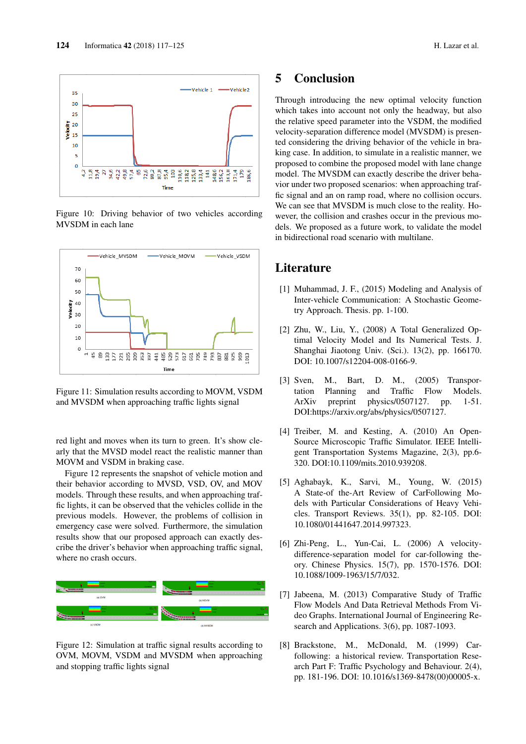Figure 10: Driving behavior of two vehicles according MVSDM in each lane

Figure 11: Simulation results according to MOVM, VSDM and MVSDM when approaching traffic lights signal

red light and moves when its turn to green. It's show clearly that the MVSD model react the realistic manner than MOVM and VSDM in braking case.

Figure 12 represents the snapshot of vehicle motion and their behavior according to MVSD, VSD, OV, and MOV models. Through these results, and when approaching traffic lights, it can be observed that the vehicles collide in the previous models. However, the problems of collision in emergency case were solved. Furthermore, the simulation results show that our proposed approach can exactly describe the driver's behavior when approaching traffic signal, where no crash occurs.

Figure 12: Simulation at traffic signal results according to OVM, MOVM, VSDM and MVSDM when approaching and stopping traffic lights signal

## 5 Conclusion

Through introducing the new optimal velocity function which takes into account not only the headway, but also the relative speed parameter into the VSDM, the modified velocity-separation difference model (MVSDM) is presented considering the driving behavior of the vehicle in braking case. In addition, to simulate in a realistic manner, we proposed to combine the proposed model with lane change model. The MVSDM can exactly describe the driver behavior under two proposed scenarios: when approaching traffic signal and an on ramp road, where no collision occurs. We can see that MVSDM is much close to the reality. However, the collision and crashes occur in the previous models. We proposed as a future work, to validate the model in bidirectional road scenario with multilane.

## Literature

[1] Muhammad, J. F., (2015) Modeling and Analysis of Inter-vehicle Communication: A Stochastic Geometry Approach. Thesis. pp. 1-100.

[2] Zhu, W., Liu, Y., (2008) A Total Generalized Optimal Velocity Model and Its Numerical Tests. J. Shanghai Jiaotong Univ. (Sci.). 13(2), pp. 166170. DOI: 10.1007/s12204-008-0166-9.

[3] Sven, M., Bart, D. M., (2005) Transportation Planning and Traffic Flow Models. ArXiv preprint physics/0507127. pp. 1-51. DOI:https://arxiv.org/abs/physics/0507127.

[4] Treiber, M. and Kesting, A. (2010) An Open-Source Microscopic Traffic Simulator. IEEE Intelligent Transportation Systems Magazine, 2(3), pp.6-320. DOI:10.1109/mits.2010.939208.

[5] Aghabayk, K., Sarvi, M., Young, W. (2015) A State-of the-Art Review of CarFollowing Models with Particular Considerations of Heavy Vehicles. Transport Reviews. 35(1), pp. 82-105. DOI: 10.1080/01441647.2014.997323.

[6] Zhi-Peng, L., Yun-Cai, L. (2006) A velocity-difference-separation model for car-following theory. Chinese Physics. 15(7), pp. 1570-1576. DOI: 10.1088/1009-1963/15/7/032.

[7] Jabeena, M. (2013) Comparative Study of Traffic Flow Models And Data Retrieval Methods From Video Graphs. International Journal of Engineering Research and Applications. 3(6), pp. 1087-1093.

[8] Brackstone, M., McDonald, M. (1999) Car-following: a historical review. Transportation Research Part F: Traffic Psychology and Behaviour. 2(4), pp. 181-196. DOI: 10.1016/s1369-8478(00)00005-x.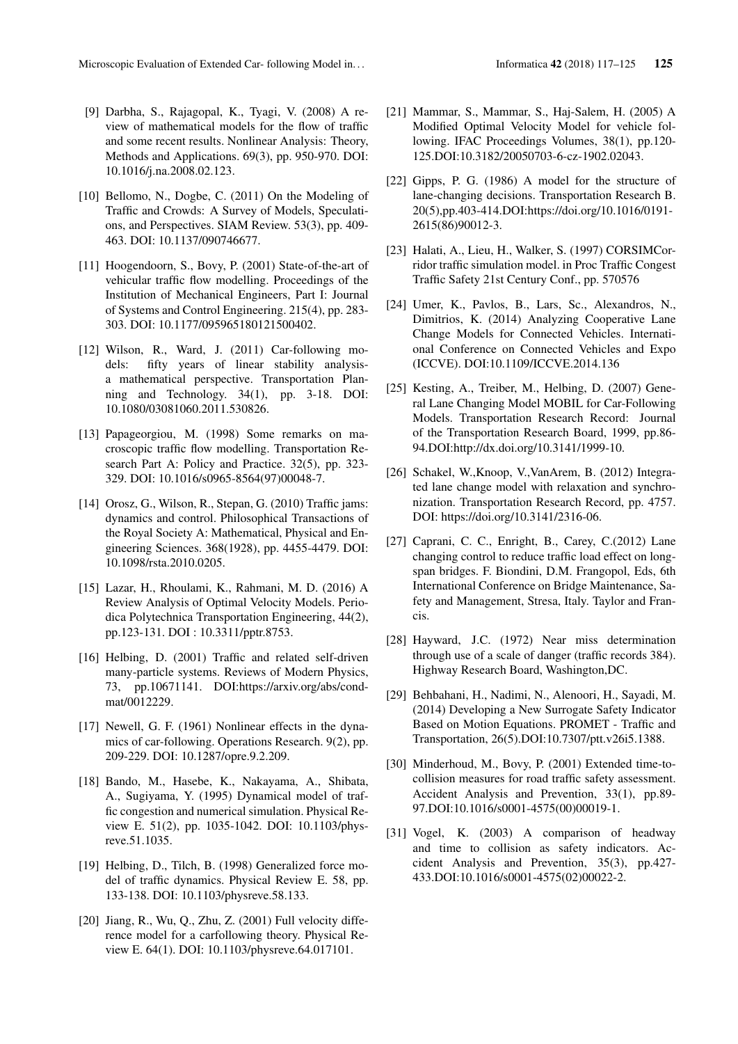[9] Darbha, S., Rajagopal, K., Tyagi, V. (2008) A review of mathematical models for the flow of traffic and some recent results. Nonlinear Analysis: Theory, Methods and Applications. 69(3), pp. 950-970. DOI: 10.1016/j.na.2008.02.123.

[10] Bellomo, N., Dogbe, C. (2011) On the Modeling of Traffic and Crowds: A Survey of Models, Speculations, and Perspectives. SIAM Review. 53(3), pp. 409-463. DOI: 10.1137/090746677.

[11] Hoogendoorn, S., Bovy, P. (2001) State-of-the-art of vehicular traffic flow modelling. Proceedings of the Institution of Mechanical Engineers, Part I: Journal of Systems and Control Engineering. 215(4), pp. 283-303. DOI: 10.1177/095965180121500402.

[12] Wilson, R., Ward, J. (2011) Car-following models: fifty years of linear stability analysis-a mathematical perspective. Transportation Planning and Technology. 34(1), pp. 3-18. DOI: 10.1080/03081060.2011.530826.

[13] Papageorgiou, M. (1998) Some remarks on macroscopic traffic flow modelling. Transportation Research Part A: Policy and Practice. 32(5), pp. 323-329. DOI: 10.1016/s0965-8564(97)00048-7.

[14] Orosz, G., Wilson, R., Stepan, G. (2010) Traffic jams: dynamics and control. Philosophical Transactions of the Royal Society A: Mathematical, Physical and Engineering Sciences. 368(1928), pp. 4455-4479. DOI: 10.1098/rsta.2010.0205.

[15] Lazar, H., Rhoulami, K., Rahmani, M. D. (2016) A Review Analysis of Optimal Velocity Models. Periodica Polytechnica Transportation Engineering, 44(2), pp.123-131. DOI : 10.3311/pptr.8753.

[16] Helbing, D. (2001) Traffic and related self-driven many-particle systems. Reviews of Modern Physics, 73, pp.10671141. DOI:https://arxiv.org/abs/cond-mat/0012229.

[17] Newell, G. F. (1961) Nonlinear effects in the dynamics of car-following. Operations Research. 9(2), pp. 209-229. DOI: 10.1287/opre.9.2.209.

[18] Bando, M., Hasebe, K., Nakayama, A., Shibata, A., Sugiyama, Y. (1995) Dynamical model of traffic congestion and numerical simulation. Physical Review E. 51(2), pp. 1035-1042. DOI: 10.1103/physreve.51.1035.

[19] Helbing, D., Tilch, B. (1998) Generalized force model of traffic dynamics. Physical Review E. 58, pp. 133-138. DOI: 10.1103/physreve.58.133.

[20] Jiang, R., Wu, Q., Zhu, Z. (2001) Full velocity difference model for a carfollowing theory. Physical Review E. 64(1). DOI: 10.1103/physreve.64.017101.

[21] Mammar, S., Mammar, S., Haj-Salem, H. (2005) A Modified Optimal Velocity Model for vehicle following. IFAC Proceedings Volumes, 38(1), pp.120-125.DOI:10.3182/20050703-6-cz-1902.02043.

[22] Gipps, P. G. (1986) A model for the structure of lane-changing decisions. Transportation Research B. 20(5),pp.403-414.DOI:https://doi.org/10.1016/0191-2615(86)90012-3.

[23] Halati, A., Lieu, H., Walker, S. (1997) CORSIMCorridor traffic simulation model. in Proc Traffic Congest Traffic Safety 21st Century Conf., pp. 570576

[24] Umer, K., Pavlos, B., Lars, Sc., Alexandros, N., Dimitrios, K. (2014) Analyzing Cooperative Lane Change Models for Connected Vehicles. International Conference on Connected Vehicles and Expo (ICCVE). DOI:10.1109/ICCVE.2014.136

[25] Kesting, A., Treiber, M., Helbing, D. (2007) General Lane Changing Model MOBIL for Car-Following Models. Transportation Research Record: Journal of the Transportation Research Board, 1999, pp.86-94.DOI:http://dx.doi.org/10.3141/1999-10.

[26] Schakel, W.,Knoop, V.,VanArem, B. (2012) Integrated lane change model with relaxation and synchronization. Transportation Research Record, pp. 4757. DOI: https://doi.org/10.3141/2316-06.

[27] Caprani, C. C., Enright, B., Carey, C.(2012) Lane changing control to reduce traffic load effect on long-span bridges. F. Biondini, D.M. Frangopol, Eds, 6th International Conference on Bridge Maintenance, Safety and Management, Stresa, Italy. Taylor and Francis.

[28] Hayward, J.C. (1972) Near miss determination through use of a scale of danger (traffic records 384). Highway Research Board, Washington,DC.

[29] Behbahani, H., Nadimi, N., Alenoori, H., Sayadi, M. (2014) Developing a New Surrogate Safety Indicator Based on Motion Equations. PROMET - Traffic and Transportation, 26(5).DOI:10.7307/ptt.v26i5.1388.

[30] Minderhoud, M., Bovy, P. (2001) Extended time-to-collision measures for road traffic safety assessment. Accident Analysis and Prevention, 33(1), pp.89-97.DOI:10.1016/s0001-4575(00)00019-1.

[31] Vogel, K. (2003) A comparison of headway and time to collision as safety indicators. Accident Analysis and Prevention, 35(3), pp.427-433.DOI:10.1016/s0001-4575(02)00022-2.